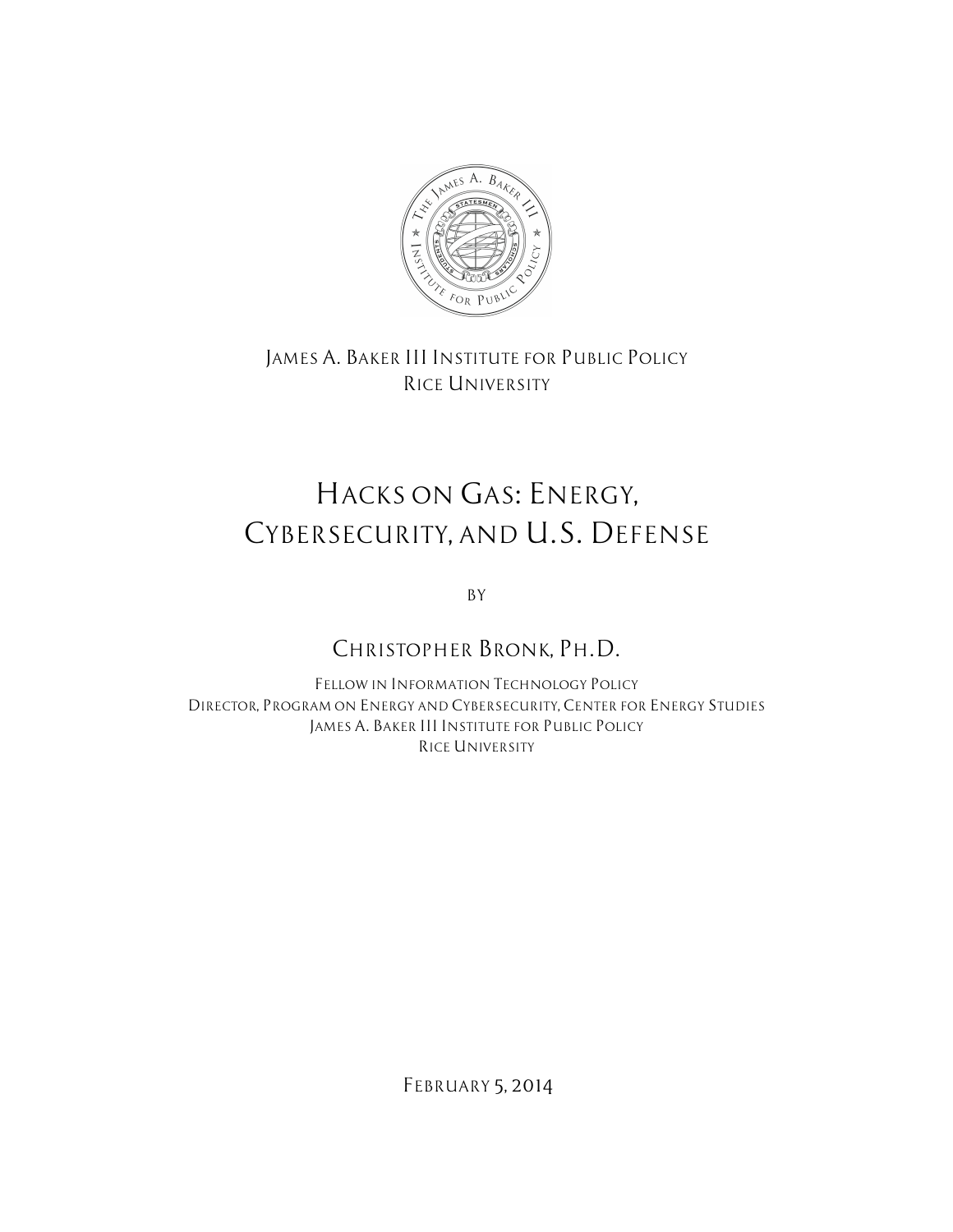James A. Baker III Institute for Public Policy
Rice University

# Hacks on Gas: Energy, Cybersecurity, and U.S. Defense

By

## Christopher Bronk, Ph.D.

Fellow in Information Technology Policy
Director, Program on Energy and Cybersecurity, Center for Energy Studies
James A. Baker III Institute for Public Policy
Rice University

February 5, 2014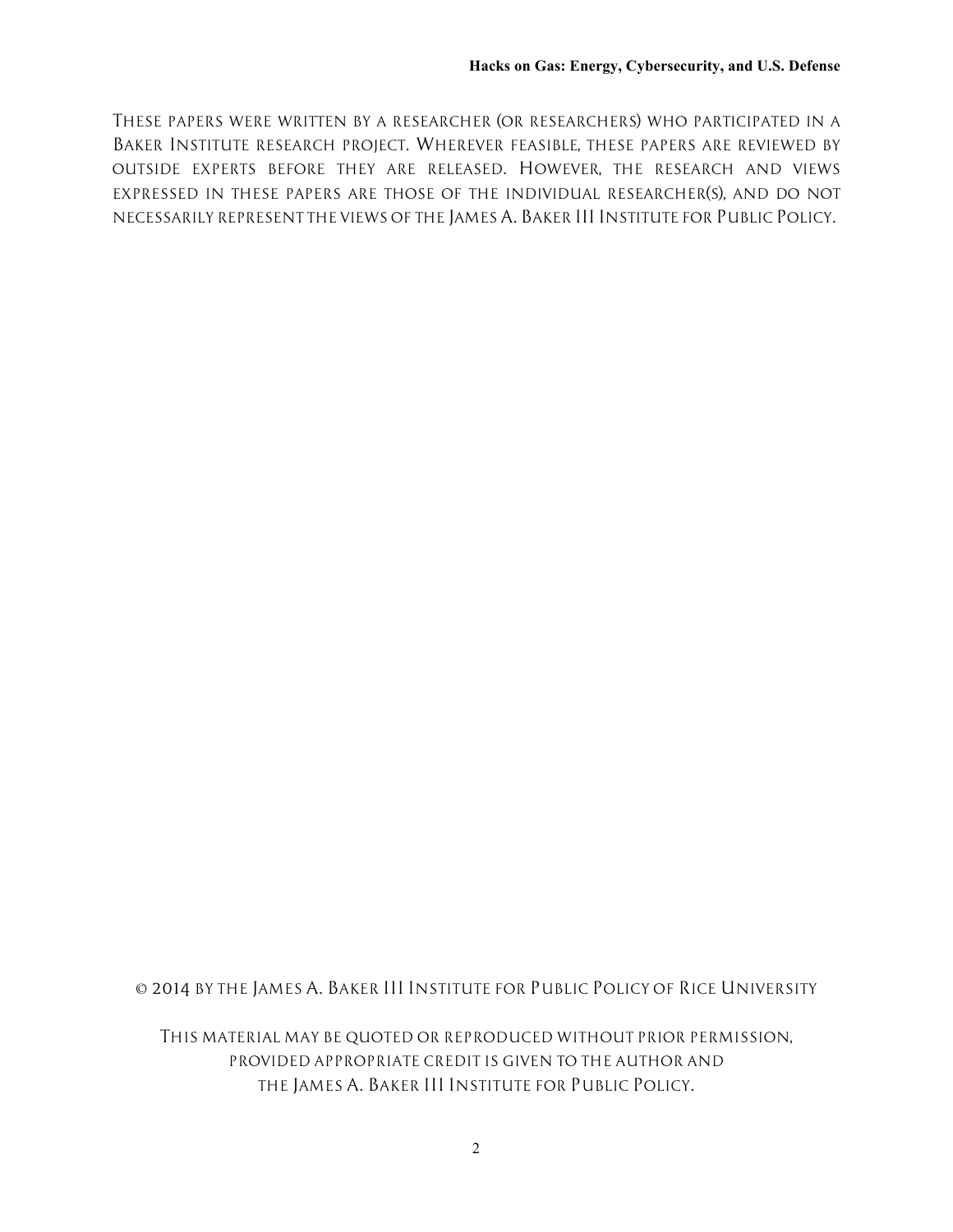These papers were written by a researcher (or researchers) who participated in a Baker Institute research project. Wherever feasible, these papers are reviewed by outside experts before they are released. However, the research and views expressed in these papers are those of the individual researcher(s), and do not necessarily represent the views of the James A. Baker III Institute for Public Policy.

© 2014 by the James A. Baker III Institute for Public Policy of Rice University

This material may be quoted or reproduced without prior permission, provided appropriate credit is given to the author and the James A. Baker III Institute for Public Policy.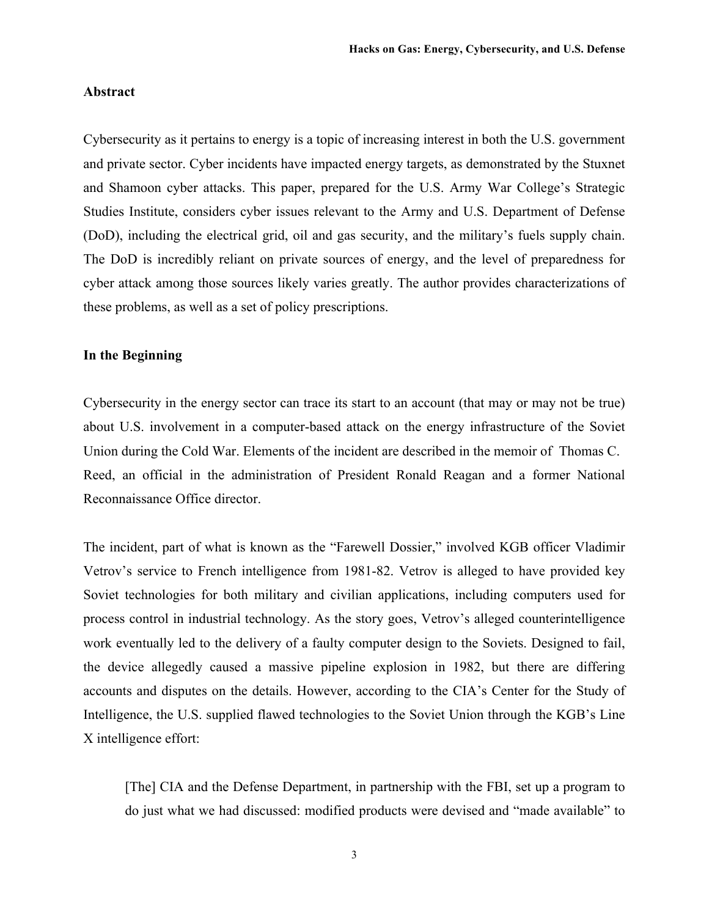## Abstract

Cybersecurity as it pertains to energy is a topic of increasing interest in both the U.S. government and private sector. Cyber incidents have impacted energy targets, as demonstrated by the Stuxnet and Shamoon cyber attacks. This paper, prepared for the U.S. Army War College's Strategic Studies Institute, considers cyber issues relevant to the Army and U.S. Department of Defense (DoD), including the electrical grid, oil and gas security, and the military's fuels supply chain. The DoD is incredibly reliant on private sources of energy, and the level of preparedness for cyber attack among those sources likely varies greatly. The author provides characterizations of these problems, as well as a set of policy prescriptions.

## In the Beginning

Cybersecurity in the energy sector can trace its start to an account (that may or may not be true) about U.S. involvement in a computer-based attack on the energy infrastructure of the Soviet Union during the Cold War. Elements of the incident are described in the memoir of Thomas C. Reed, an official in the administration of President Ronald Reagan and a former National Reconnaissance Office director.

The incident, part of what is known as the "Farewell Dossier," involved KGB officer Vladimir Vetrov's service to French intelligence from 1981-82. Vetrov is alleged to have provided key Soviet technologies for both military and civilian applications, including computers used for process control in industrial technology. As the story goes, Vetrov's alleged counterintelligence work eventually led to the delivery of a faulty computer design to the Soviets. Designed to fail, the device allegedly caused a massive pipeline explosion in 1982, but there are differing accounts and disputes on the details. However, according to the CIA's Center for the Study of Intelligence, the U.S. supplied flawed technologies to the Soviet Union through the KGB's Line X intelligence effort:

> [The] CIA and the Defense Department, in partnership with the FBI, set up a program to do just what we had discussed: modified products were devised and "made available" to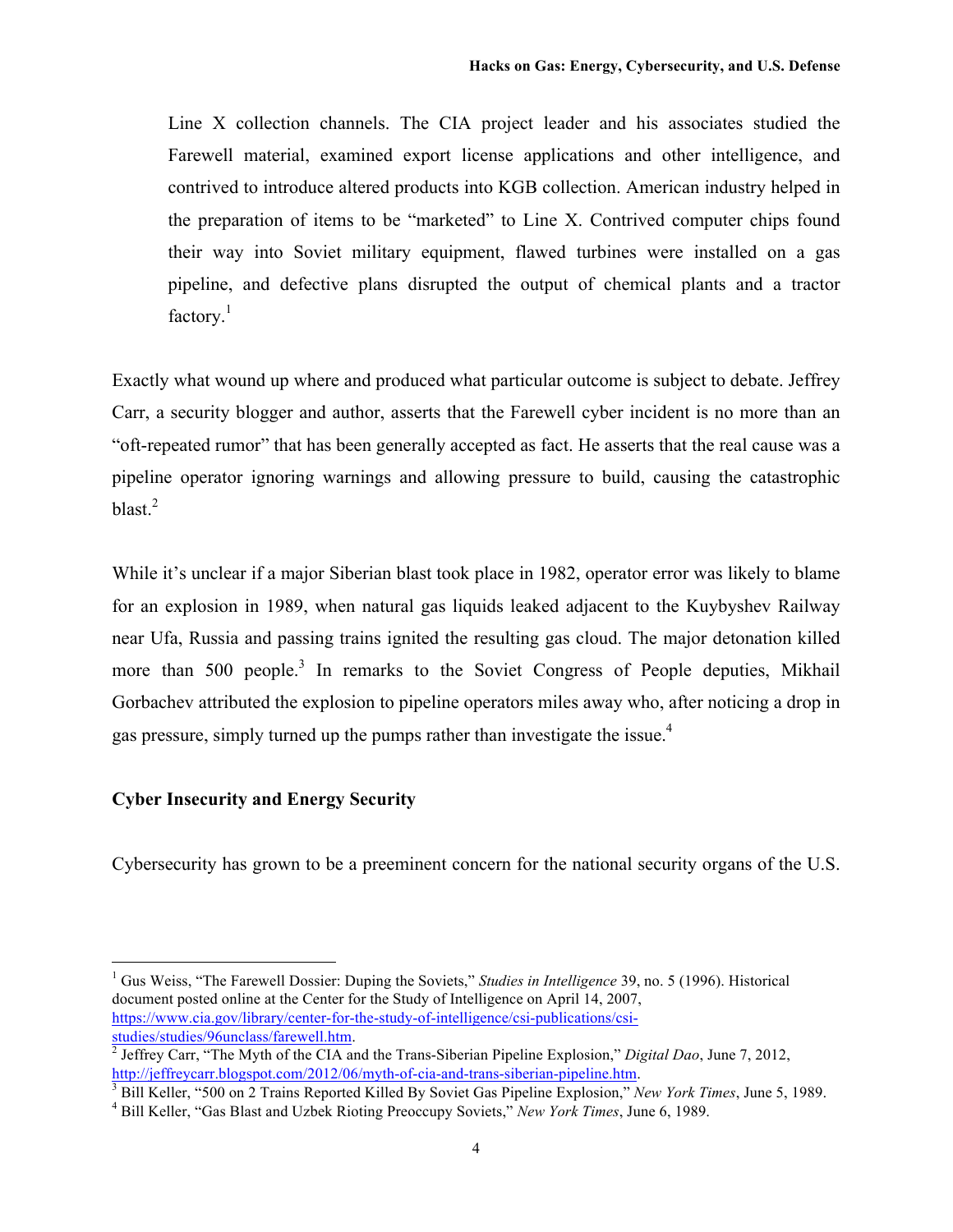> Line X collection channels. The CIA project leader and his associates studied the Farewell material, examined export license applications and other intelligence, and contrived to introduce altered products into KGB collection. American industry helped in the preparation of items to be "marketed" to Line X. Contrived computer chips found their way into Soviet military equipment, flawed turbines were installed on a gas pipeline, and defective plans disrupted the output of chemical plants and a tractor factory.[1]

Exactly what wound up where and produced what particular outcome is subject to debate. Jeffrey Carr, a security blogger and author, asserts that the Farewell cyber incident is no more than an "oft-repeated rumor" that has been generally accepted as fact. He asserts that the real cause was a pipeline operator ignoring warnings and allowing pressure to build, causing the catastrophic blast.[2]

While it's unclear if a major Siberian blast took place in 1982, operator error was likely to blame for an explosion in 1989, when natural gas liquids leaked adjacent to the Kuybyshev Railway near Ufa, Russia and passing trains ignited the resulting gas cloud. The major detonation killed more than 500 people.[3] In remarks to the Soviet Congress of People deputies, Mikhail Gorbachev attributed the explosion to pipeline operators miles away who, after noticing a drop in gas pressure, simply turned up the pumps rather than investigate the issue.[4]

### Cyber Insecurity and Energy Security

Cybersecurity has grown to be a preeminent concern for the national security organs of the U.S.

---

[1] Gus Weiss, "The Farewell Dossier: Duping the Soviets," *Studies in Intelligence* 39, no. 5 (1996). Historical document posted online at the Center for the Study of Intelligence on April 14, 2007, https://www.cia.gov/library/center-for-the-study-of-intelligence/csi-publications/csi-studies/studies/96unclass/farewell.htm.

[2] Jeffrey Carr, "The Myth of the CIA and the Trans-Siberian Pipeline Explosion," *Digital Dao*, June 7, 2012, http://jeffreycarr.blogspot.com/2012/06/myth-of-cia-and-trans-siberian-pipeline.htm.

[3] Bill Keller, "500 on 2 Trains Reported Killed By Soviet Gas Pipeline Explosion," *New York Times*, June 5, 1989.

[4] Bill Keller, "Gas Blast and Uzbek Rioting Preoccupy Soviets," *New York Times*, June 6, 1989.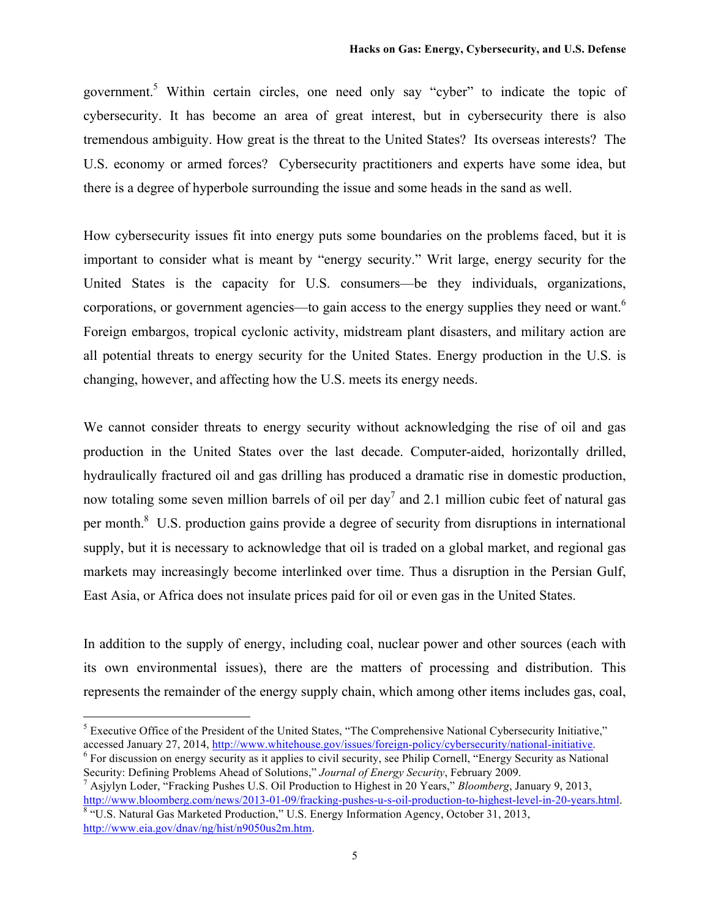government.[5] Within certain circles, one need only say "cyber" to indicate the topic of cybersecurity. It has become an area of great interest, but in cybersecurity there is also tremendous ambiguity. How great is the threat to the United States? Its overseas interests? The U.S. economy or armed forces? Cybersecurity practitioners and experts have some idea, but there is a degree of hyperbole surrounding the issue and some heads in the sand as well.

How cybersecurity issues fit into energy puts some boundaries on the problems faced, but it is important to consider what is meant by "energy security." Writ large, energy security for the United States is the capacity for U.S. consumers—be they individuals, organizations, corporations, or government agencies—to gain access to the energy supplies they need or want.[6] Foreign embargos, tropical cyclonic activity, midstream plant disasters, and military action are all potential threats to energy security for the United States. Energy production in the U.S. is changing, however, and affecting how the U.S. meets its energy needs.

We cannot consider threats to energy security without acknowledging the rise of oil and gas production in the United States over the last decade. Computer-aided, horizontally drilled, hydraulically fractured oil and gas drilling has produced a dramatic rise in domestic production, now totaling some seven million barrels of oil per day[7] and 2.1 million cubic feet of natural gas per month.[8] U.S. production gains provide a degree of security from disruptions in international supply, but it is necessary to acknowledge that oil is traded on a global market, and regional gas markets may increasingly become interlinked over time. Thus a disruption in the Persian Gulf, East Asia, or Africa does not insulate prices paid for oil or even gas in the United States.

In addition to the supply of energy, including coal, nuclear power and other sources (each with its own environmental issues), there are the matters of processing and distribution. This represents the remainder of the energy supply chain, which among other items includes gas, coal,

---

[5] Executive Office of the President of the United States, "The Comprehensive National Cybersecurity Initiative," accessed January 27, 2014, http://www.whitehouse.gov/issues/foreign-policy/cybersecurity/national-initiative.

[6] For discussion on energy security as it applies to civil security, see Philip Cornell, "Energy Security as National Security: Defining Problems Ahead of Solutions," *Journal of Energy Security*, February 2009.

[7] Asjylyn Loder, "Fracking Pushes U.S. Oil Production to Highest in 20 Years," *Bloomberg*, January 9, 2013, http://www.bloomberg.com/news/2013-01-09/fracking-pushes-u-s-oil-production-to-highest-level-in-20-years.html.

[8] "U.S. Natural Gas Marketed Production," U.S. Energy Information Agency, October 31, 2013, http://www.eia.gov/dnav/ng/hist/n9050us2m.htm.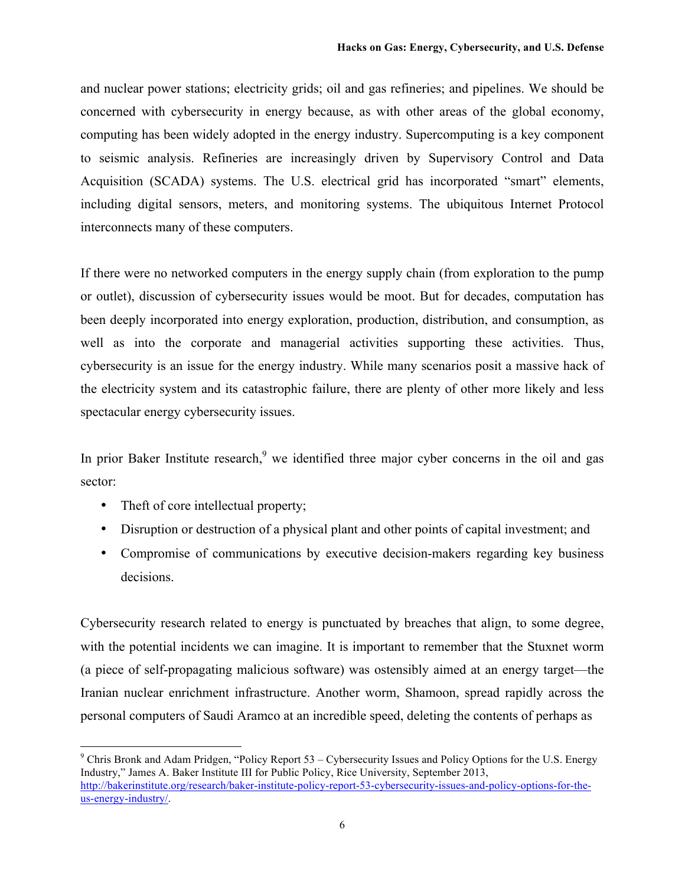and nuclear power stations; electricity grids; oil and gas refineries; and pipelines. We should be concerned with cybersecurity in energy because, as with other areas of the global economy, computing has been widely adopted in the energy industry. Supercomputing is a key component to seismic analysis. Refineries are increasingly driven by Supervisory Control and Data Acquisition (SCADA) systems. The U.S. electrical grid has incorporated "smart" elements, including digital sensors, meters, and monitoring systems. The ubiquitous Internet Protocol interconnects many of these computers.

If there were no networked computers in the energy supply chain (from exploration to the pump or outlet), discussion of cybersecurity issues would be moot. But for decades, computation has been deeply incorporated into energy exploration, production, distribution, and consumption, as well as into the corporate and managerial activities supporting these activities. Thus, cybersecurity is an issue for the energy industry. While many scenarios posit a massive hack of the electricity system and its catastrophic failure, there are plenty of other more likely and less spectacular energy cybersecurity issues.

In prior Baker Institute research,[9] we identified three major cyber concerns in the oil and gas sector:

- Theft of core intellectual property;
- Disruption or destruction of a physical plant and other points of capital investment; and
- Compromise of communications by executive decision-makers regarding key business decisions.

Cybersecurity research related to energy is punctuated by breaches that align, to some degree, with the potential incidents we can imagine. It is important to remember that the Stuxnet worm (a piece of self-propagating malicious software) was ostensibly aimed at an energy target—the Iranian nuclear enrichment infrastructure. Another worm, Shamoon, spread rapidly across the personal computers of Saudi Aramco at an incredible speed, deleting the contents of perhaps as

[9] Chris Bronk and Adam Pridgen, "Policy Report 53 – Cybersecurity Issues and Policy Options for the U.S. Energy Industry," James A. Baker Institute III for Public Policy, Rice University, September 2013, http://bakerinstitute.org/research/baker-institute-policy-report-53-cybersecurity-issues-and-policy-options-for-the-us-energy-industry/.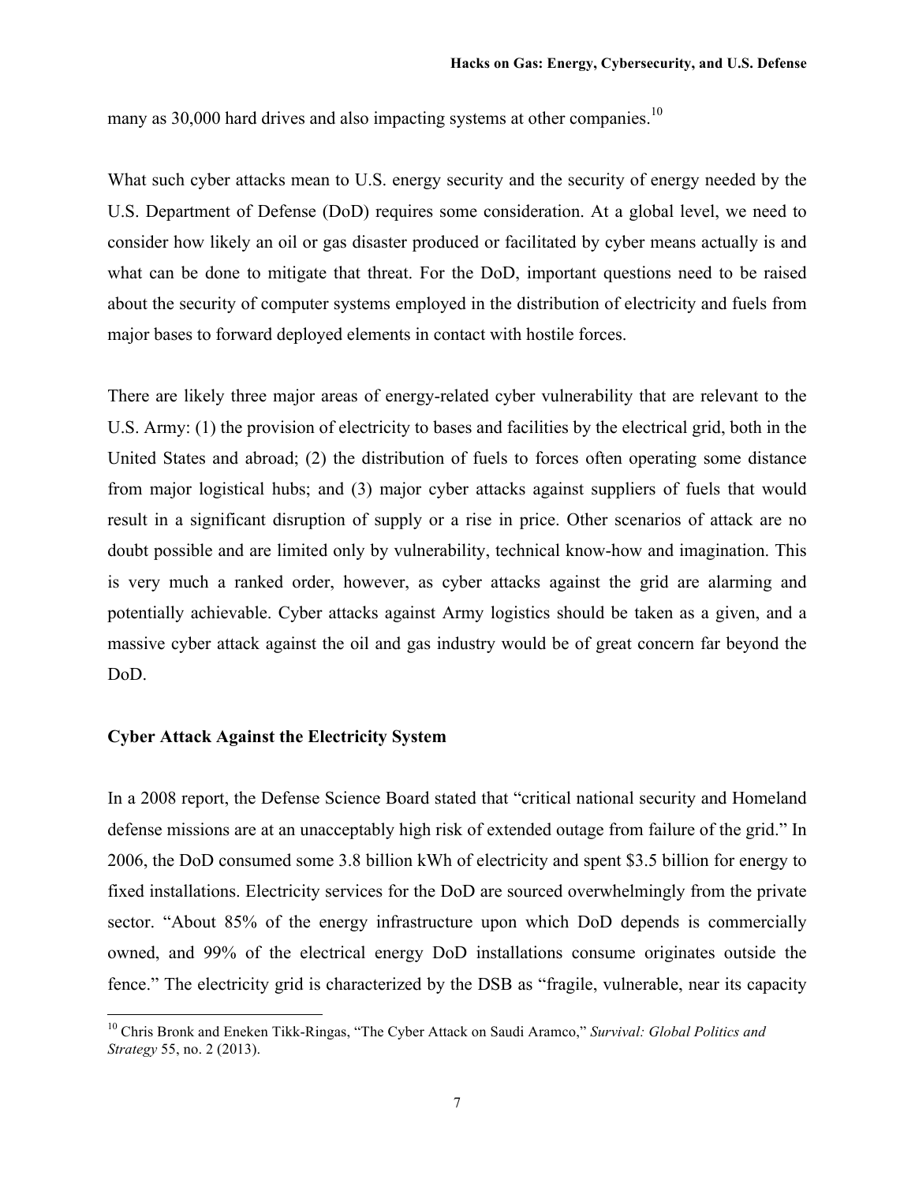many as 30,000 hard drives and also impacting systems at other companies.[10]

What such cyber attacks mean to U.S. energy security and the security of energy needed by the U.S. Department of Defense (DoD) requires some consideration. At a global level, we need to consider how likely an oil or gas disaster produced or facilitated by cyber means actually is and what can be done to mitigate that threat. For the DoD, important questions need to be raised about the security of computer systems employed in the distribution of electricity and fuels from major bases to forward deployed elements in contact with hostile forces.

There are likely three major areas of energy-related cyber vulnerability that are relevant to the U.S. Army: (1) the provision of electricity to bases and facilities by the electrical grid, both in the United States and abroad; (2) the distribution of fuels to forces often operating some distance from major logistical hubs; and (3) major cyber attacks against suppliers of fuels that would result in a significant disruption of supply or a rise in price. Other scenarios of attack are no doubt possible and are limited only by vulnerability, technical know-how and imagination. This is very much a ranked order, however, as cyber attacks against the grid are alarming and potentially achievable. Cyber attacks against Army logistics should be taken as a given, and a massive cyber attack against the oil and gas industry would be of great concern far beyond the DoD.

### Cyber Attack Against the Electricity System

In a 2008 report, the Defense Science Board stated that "critical national security and Homeland defense missions are at an unacceptably high risk of extended outage from failure of the grid." In 2006, the DoD consumed some 3.8 billion kWh of electricity and spent $3.5 billion for energy to fixed installations. Electricity services for the DoD are sourced overwhelmingly from the private sector. "About 85% of the energy infrastructure upon which DoD depends is commercially owned, and 99% of the electrical energy DoD installations consume originates outside the fence." The electricity grid is characterized by the DSB as "fragile, vulnerable, near its capacity

[10] Chris Bronk and Eneken Tikk-Ringas, "The Cyber Attack on Saudi Aramco," *Survival: Global Politics and Strategy* 55, no. 2 (2013).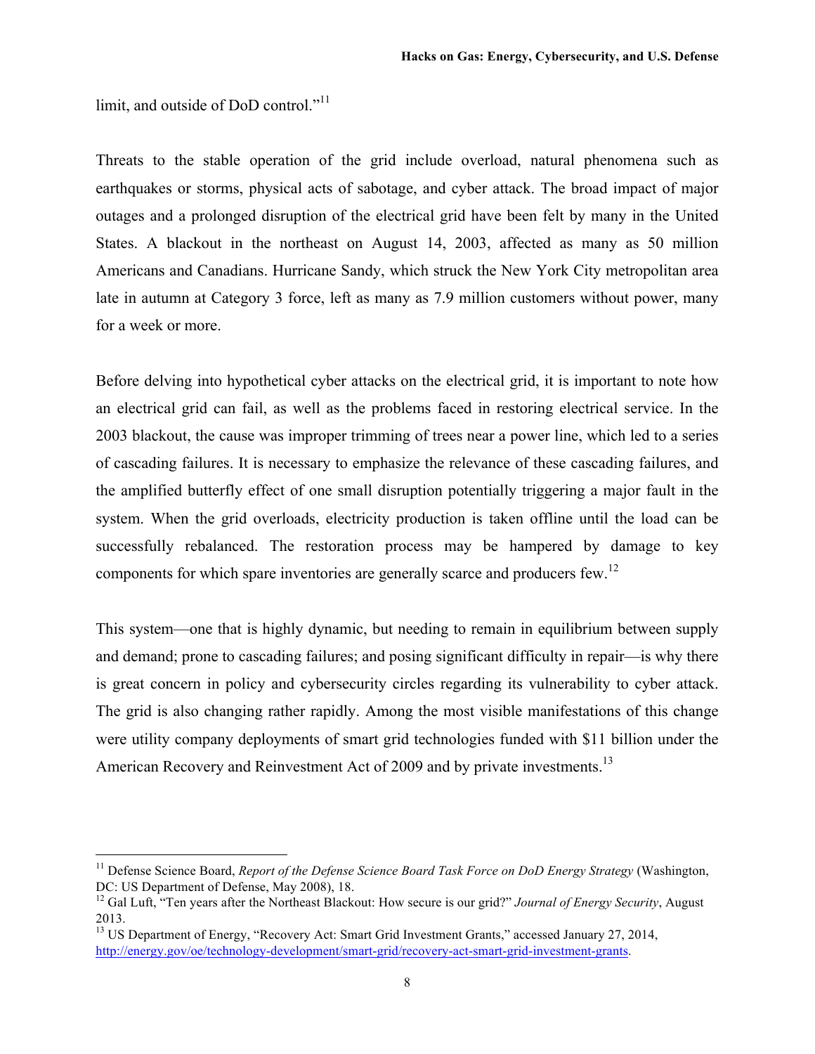limit, and outside of DoD control."[11]

Threats to the stable operation of the grid include overload, natural phenomena such as earthquakes or storms, physical acts of sabotage, and cyber attack. The broad impact of major outages and a prolonged disruption of the electrical grid have been felt by many in the United States. A blackout in the northeast on August 14, 2003, affected as many as 50 million Americans and Canadians. Hurricane Sandy, which struck the New York City metropolitan area late in autumn at Category 3 force, left as many as 7.9 million customers without power, many for a week or more.

Before delving into hypothetical cyber attacks on the electrical grid, it is important to note how an electrical grid can fail, as well as the problems faced in restoring electrical service. In the 2003 blackout, the cause was improper trimming of trees near a power line, which led to a series of cascading failures. It is necessary to emphasize the relevance of these cascading failures, and the amplified butterfly effect of one small disruption potentially triggering a major fault in the system. When the grid overloads, electricity production is taken offline until the load can be successfully rebalanced. The restoration process may be hampered by damage to key components for which spare inventories are generally scarce and producers few.[12]

This system—one that is highly dynamic, but needing to remain in equilibrium between supply and demand; prone to cascading failures; and posing significant difficulty in repair—is why there is great concern in policy and cybersecurity circles regarding its vulnerability to cyber attack. The grid is also changing rather rapidly. Among the most visible manifestations of this change were utility company deployments of smart grid technologies funded with $11 billion under the American Recovery and Reinvestment Act of 2009 and by private investments.[13]

---

[11] Defense Science Board, *Report of the Defense Science Board Task Force on DoD Energy Strategy* (Washington, DC: US Department of Defense, May 2008), 18.

[12] Gal Luft, "Ten years after the Northeast Blackout: How secure is our grid?" *Journal of Energy Security*, August 2013.

[13] US Department of Energy, "Recovery Act: Smart Grid Investment Grants," accessed January 27, 2014, http://energy.gov/oe/technology-development/smart-grid/recovery-act-smart-grid-investment-grants.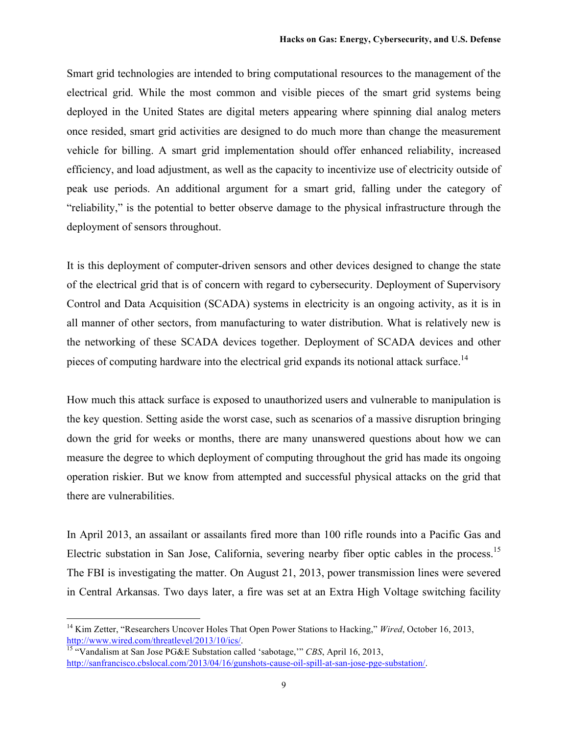Smart grid technologies are intended to bring computational resources to the management of the electrical grid. While the most common and visible pieces of the smart grid systems being deployed in the United States are digital meters appearing where spinning dial analog meters once resided, smart grid activities are designed to do much more than change the measurement vehicle for billing. A smart grid implementation should offer enhanced reliability, increased efficiency, and load adjustment, as well as the capacity to incentivize use of electricity outside of peak use periods. An additional argument for a smart grid, falling under the category of "reliability," is the potential to better observe damage to the physical infrastructure through the deployment of sensors throughout.

It is this deployment of computer-driven sensors and other devices designed to change the state of the electrical grid that is of concern with regard to cybersecurity. Deployment of Supervisory Control and Data Acquisition (SCADA) systems in electricity is an ongoing activity, as it is in all manner of other sectors, from manufacturing to water distribution. What is relatively new is the networking of these SCADA devices together. Deployment of SCADA devices and other pieces of computing hardware into the electrical grid expands its notional attack surface.[14]

How much this attack surface is exposed to unauthorized users and vulnerable to manipulation is the key question. Setting aside the worst case, such as scenarios of a massive disruption bringing down the grid for weeks or months, there are many unanswered questions about how we can measure the degree to which deployment of computing throughout the grid has made its ongoing operation riskier. But we know from attempted and successful physical attacks on the grid that there are vulnerabilities.

In April 2013, an assailant or assailants fired more than 100 rifle rounds into a Pacific Gas and Electric substation in San Jose, California, severing nearby fiber optic cables in the process.[15] The FBI is investigating the matter. On August 21, 2013, power transmission lines were severed in Central Arkansas. Two days later, a fire was set at an Extra High Voltage switching facility

---

[14] Kim Zetter, "Researchers Uncover Holes That Open Power Stations to Hacking," *Wired*, October 16, 2013, http://www.wired.com/threatlevel/2013/10/ics/.

[15] "Vandalism at San Jose PG&E Substation called 'sabotage,'" *CBS*, April 16, 2013, http://sanfrancisco.cbslocal.com/2013/04/16/gunshots-cause-oil-spill-at-san-jose-pge-substation/.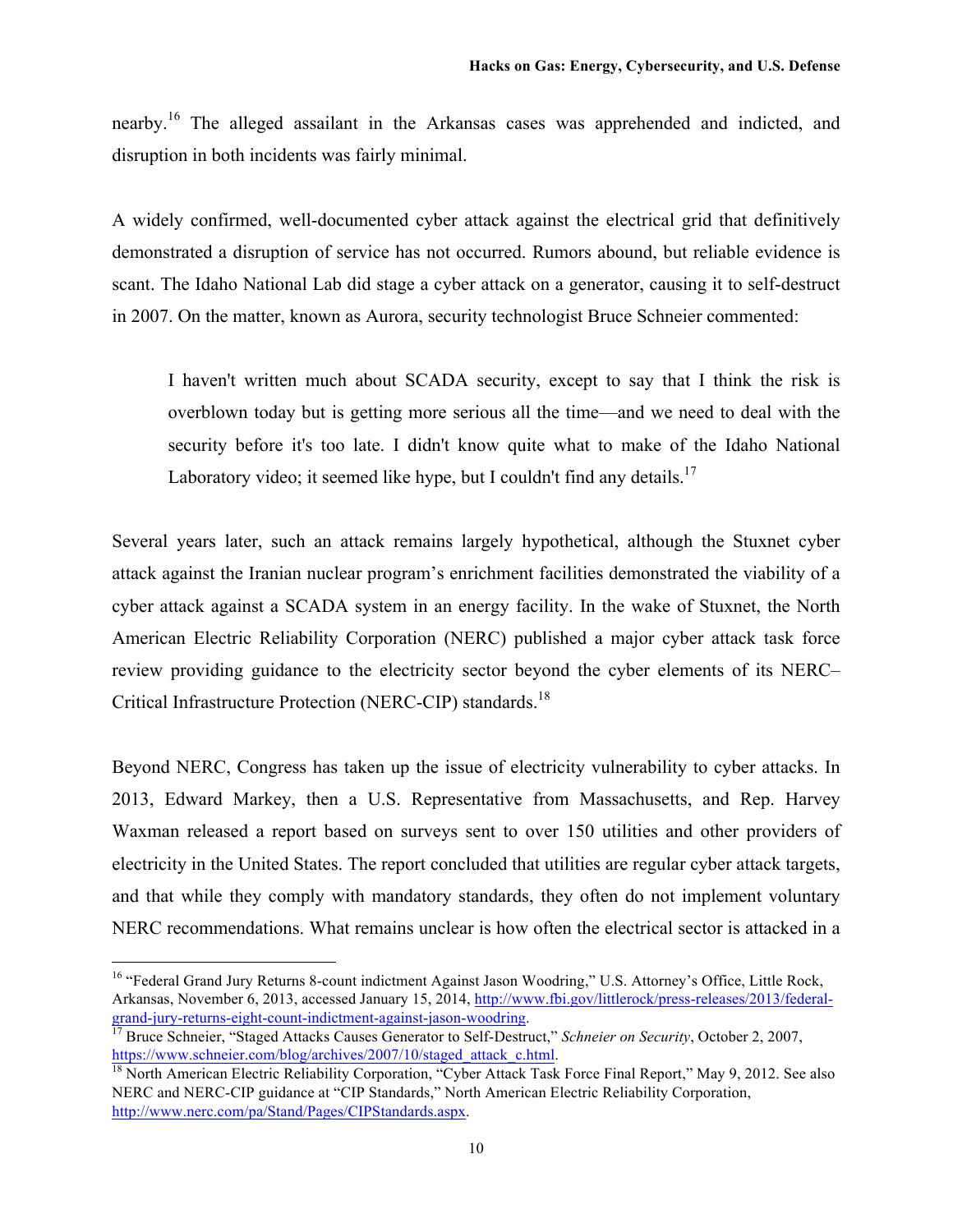nearby.[16] The alleged assailant in the Arkansas cases was apprehended and indicted, and disruption in both incidents was fairly minimal.

A widely confirmed, well-documented cyber attack against the electrical grid that definitively demonstrated a disruption of service has not occurred. Rumors abound, but reliable evidence is scant. The Idaho National Lab did stage a cyber attack on a generator, causing it to self-destruct in 2007. On the matter, known as Aurora, security technologist Bruce Schneier commented:

> I haven't written much about SCADA security, except to say that I think the risk is overblown today but is getting more serious all the time—and we need to deal with the security before it's too late. I didn't know quite what to make of the Idaho National Laboratory video; it seemed like hype, but I couldn't find any details.[17]

Several years later, such an attack remains largely hypothetical, although the Stuxnet cyber attack against the Iranian nuclear program's enrichment facilities demonstrated the viability of a cyber attack against a SCADA system in an energy facility. In the wake of Stuxnet, the North American Electric Reliability Corporation (NERC) published a major cyber attack task force review providing guidance to the electricity sector beyond the cyber elements of its NERC–Critical Infrastructure Protection (NERC-CIP) standards.[18]

Beyond NERC, Congress has taken up the issue of electricity vulnerability to cyber attacks. In 2013, Edward Markey, then a U.S. Representative from Massachusetts, and Rep. Harvey Waxman released a report based on surveys sent to over 150 utilities and other providers of electricity in the United States. The report concluded that utilities are regular cyber attack targets, and that while they comply with mandatory standards, they often do not implement voluntary NERC recommendations. What remains unclear is how often the electrical sector is attacked in a

---

[16] "Federal Grand Jury Returns 8-count indictment Against Jason Woodring," U.S. Attorney's Office, Little Rock, Arkansas, November 6, 2013, accessed January 15, 2014, http://www.fbi.gov/littlerock/press-releases/2013/federal-grand-jury-returns-eight-count-indictment-against-jason-woodring.

[17] Bruce Schneier, "Staged Attacks Causes Generator to Self-Destruct," *Schneier on Security*, October 2, 2007, https://www.schneier.com/blog/archives/2007/10/staged_attack_c.html.

[18] North American Electric Reliability Corporation, "Cyber Attack Task Force Final Report," May 9, 2012. See also NERC and NERC-CIP guidance at "CIP Standards," North American Electric Reliability Corporation, http://www.nerc.com/pa/Stand/Pages/CIPStandards.aspx.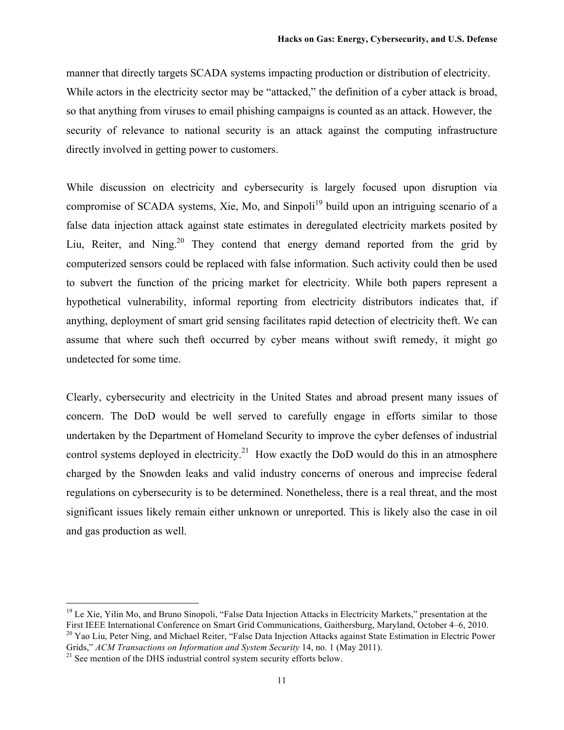manner that directly targets SCADA systems impacting production or distribution of electricity. While actors in the electricity sector may be "attacked," the definition of a cyber attack is broad, so that anything from viruses to email phishing campaigns is counted as an attack. However, the security of relevance to national security is an attack against the computing infrastructure directly involved in getting power to customers.

While discussion on electricity and cybersecurity is largely focused upon disruption via compromise of SCADA systems, Xie, Mo, and Sinpoli[19] build upon an intriguing scenario of a false data injection attack against state estimates in deregulated electricity markets posited by Liu, Reiter, and Ning.[20] They contend that energy demand reported from the grid by computerized sensors could be replaced with false information. Such activity could then be used to subvert the function of the pricing market for electricity. While both papers represent a hypothetical vulnerability, informal reporting from electricity distributors indicates that, if anything, deployment of smart grid sensing facilitates rapid detection of electricity theft. We can assume that where such theft occurred by cyber means without swift remedy, it might go undetected for some time.

Clearly, cybersecurity and electricity in the United States and abroad present many issues of concern. The DoD would be well served to carefully engage in efforts similar to those undertaken by the Department of Homeland Security to improve the cyber defenses of industrial control systems deployed in electricity.[21] How exactly the DoD would do this in an atmosphere charged by the Snowden leaks and valid industry concerns of onerous and imprecise federal regulations on cybersecurity is to be determined. Nonetheless, there is a real threat, and the most significant issues likely remain either unknown or unreported. This is likely also the case in oil and gas production as well.

---

[19] Le Xie, Yilin Mo, and Bruno Sinopoli, "False Data Injection Attacks in Electricity Markets," presentation at the First IEEE International Conference on Smart Grid Communications, Gaithersburg, Maryland, October 4–6, 2010.

[20] Yao Liu, Peter Ning, and Michael Reiter, "False Data Injection Attacks against State Estimation in Electric Power Grids," *ACM Transactions on Information and System Security* 14, no. 1 (May 2011).

[21] See mention of the DHS industrial control system security efforts below.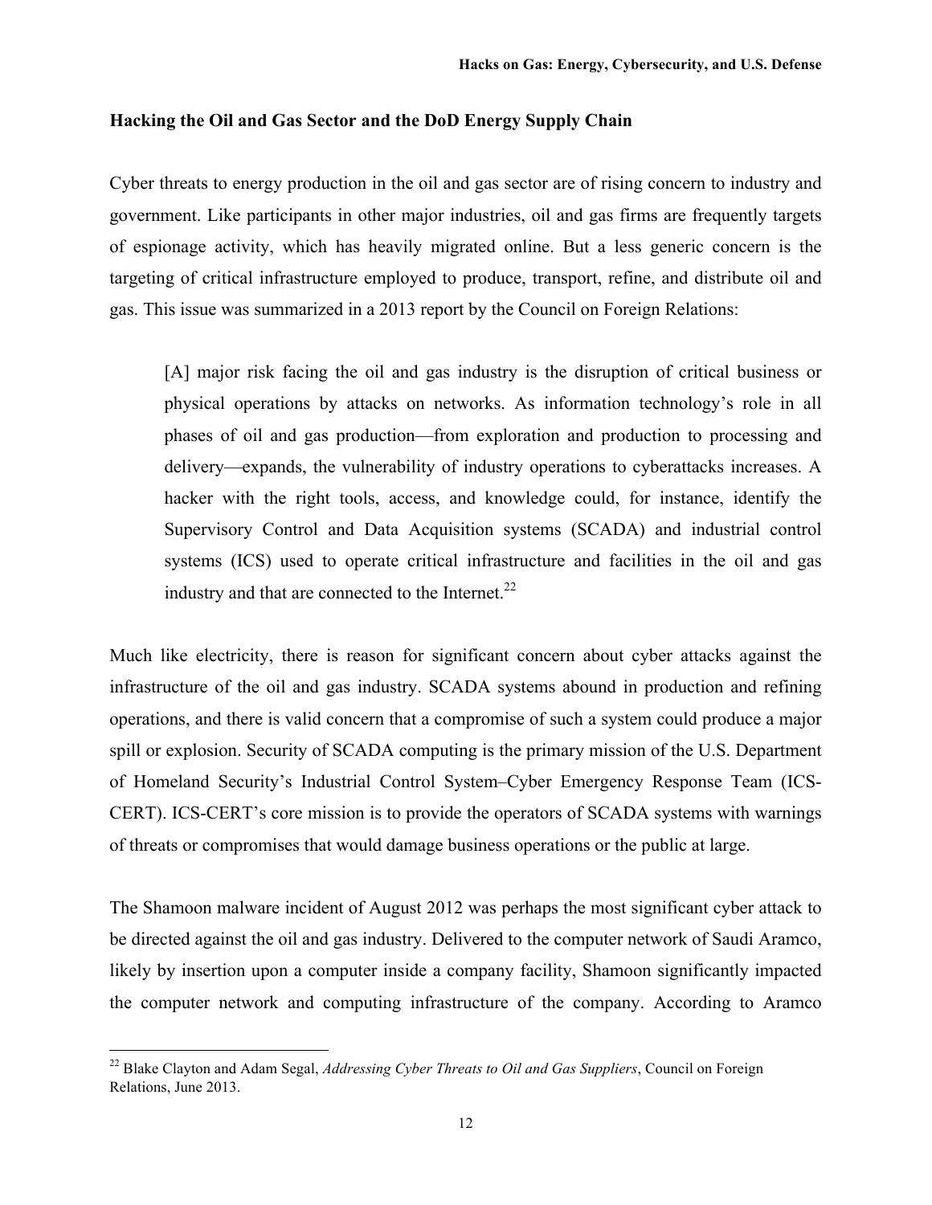### Hacking the Oil and Gas Sector and the DoD Energy Supply Chain

Cyber threats to energy production in the oil and gas sector are of rising concern to industry and government. Like participants in other major industries, oil and gas firms are frequently targets of espionage activity, which has heavily migrated online. But a less generic concern is the targeting of critical infrastructure employed to produce, transport, refine, and distribute oil and gas. This issue was summarized in a 2013 report by the Council on Foreign Relations:

> [A] major risk facing the oil and gas industry is the disruption of critical business or physical operations by attacks on networks. As information technology's role in all phases of oil and gas production—from exploration and production to processing and delivery—expands, the vulnerability of industry operations to cyberattacks increases. A hacker with the right tools, access, and knowledge could, for instance, identify the Supervisory Control and Data Acquisition systems (SCADA) and industrial control systems (ICS) used to operate critical infrastructure and facilities in the oil and gas industry and that are connected to the Internet.[22]

Much like electricity, there is reason for significant concern about cyber attacks against the infrastructure of the oil and gas industry. SCADA systems abound in production and refining operations, and there is valid concern that a compromise of such a system could produce a major spill or explosion. Security of SCADA computing is the primary mission of the U.S. Department of Homeland Security's Industrial Control System–Cyber Emergency Response Team (ICS-CERT). ICS-CERT's core mission is to provide the operators of SCADA systems with warnings of threats or compromises that would damage business operations or the public at large.

The Shamoon malware incident of August 2012 was perhaps the most significant cyber attack to be directed against the oil and gas industry. Delivered to the computer network of Saudi Aramco, likely by insertion upon a computer inside a company facility, Shamoon significantly impacted the computer network and computing infrastructure of the company. According to Aramco

---

[22] Blake Clayton and Adam Segal, *Addressing Cyber Threats to Oil and Gas Suppliers*, Council on Foreign Relations, June 2013.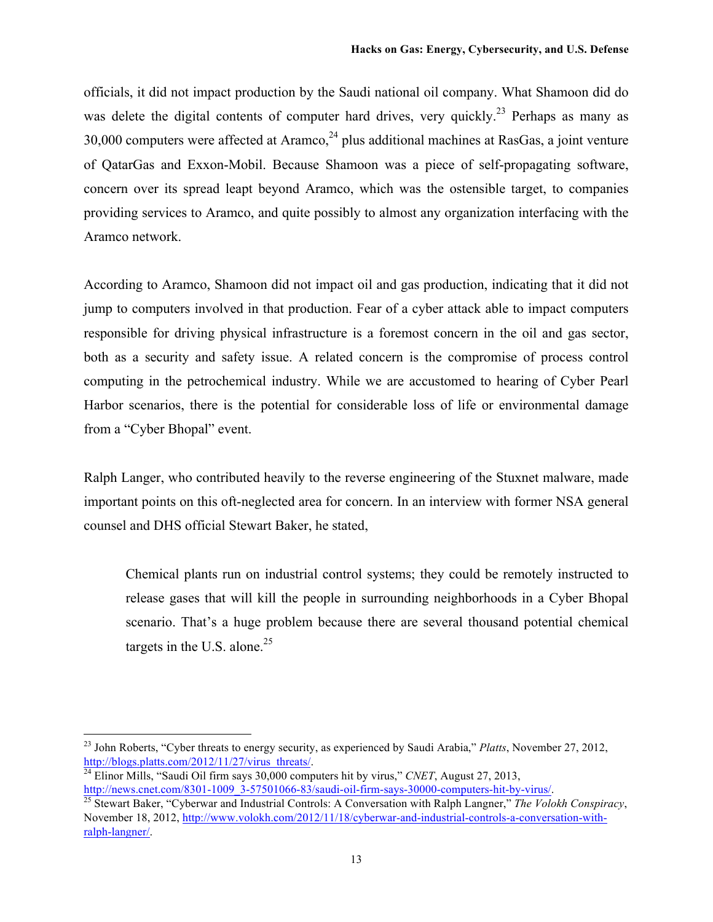officials, it did not impact production by the Saudi national oil company. What Shamoon did do was delete the digital contents of computer hard drives, very quickly.[23] Perhaps as many as 30,000 computers were affected at Aramco,[24] plus additional machines at RasGas, a joint venture of QatarGas and Exxon-Mobil. Because Shamoon was a piece of self-propagating software, concern over its spread leapt beyond Aramco, which was the ostensible target, to companies providing services to Aramco, and quite possibly to almost any organization interfacing with the Aramco network.

According to Aramco, Shamoon did not impact oil and gas production, indicating that it did not jump to computers involved in that production. Fear of a cyber attack able to impact computers responsible for driving physical infrastructure is a foremost concern in the oil and gas sector, both as a security and safety issue. A related concern is the compromise of process control computing in the petrochemical industry. While we are accustomed to hearing of Cyber Pearl Harbor scenarios, there is the potential for considerable loss of life or environmental damage from a "Cyber Bhopal" event.

Ralph Langer, who contributed heavily to the reverse engineering of the Stuxnet malware, made important points on this oft-neglected area for concern. In an interview with former NSA general counsel and DHS official Stewart Baker, he stated,

> Chemical plants run on industrial control systems; they could be remotely instructed to release gases that will kill the people in surrounding neighborhoods in a Cyber Bhopal scenario. That's a huge problem because there are several thousand potential chemical targets in the U.S. alone.[25]

---

[23] John Roberts, "Cyber threats to energy security, as experienced by Saudi Arabia," *Platts*, November 27, 2012, http://blogs.platts.com/2012/11/27/virus_threats/.

[24] Elinor Mills, "Saudi Oil firm says 30,000 computers hit by virus," *CNET*, August 27, 2013, http://news.cnet.com/8301-1009_3-57501066-83/saudi-oil-firm-says-30000-computers-hit-by-virus/.

[25] Stewart Baker, "Cyberwar and Industrial Controls: A Conversation with Ralph Langner," *The Volokh Conspiracy*, November 18, 2012, http://www.volokh.com/2012/11/18/cyberwar-and-industrial-controls-a-conversation-with-ralph-langner/.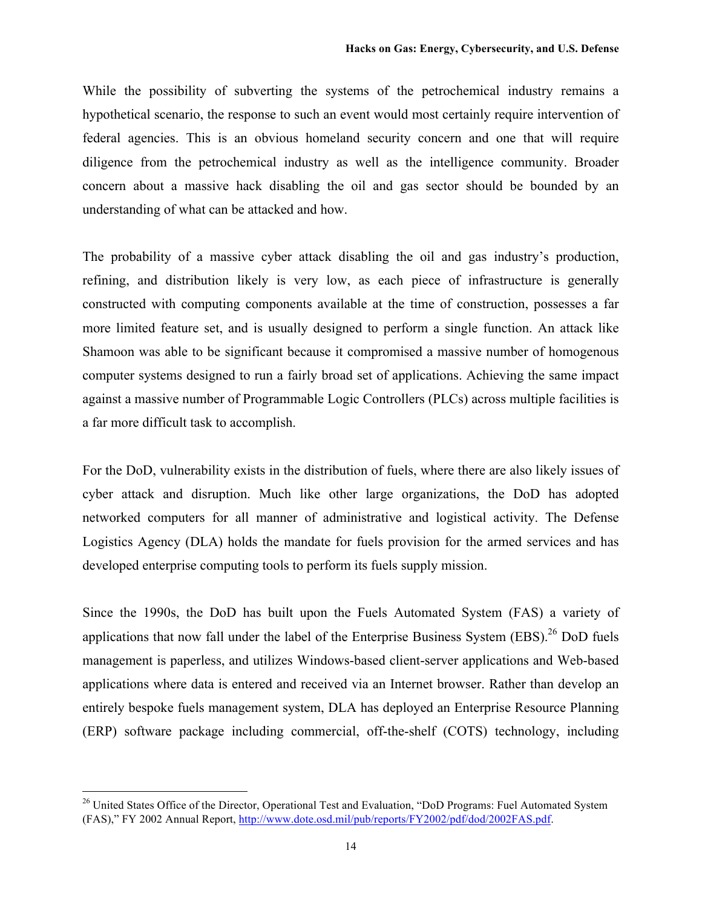While the possibility of subverting the systems of the petrochemical industry remains a hypothetical scenario, the response to such an event would most certainly require intervention of federal agencies. This is an obvious homeland security concern and one that will require diligence from the petrochemical industry as well as the intelligence community. Broader concern about a massive hack disabling the oil and gas sector should be bounded by an understanding of what can be attacked and how.

The probability of a massive cyber attack disabling the oil and gas industry's production, refining, and distribution likely is very low, as each piece of infrastructure is generally constructed with computing components available at the time of construction, possesses a far more limited feature set, and is usually designed to perform a single function. An attack like Shamoon was able to be significant because it compromised a massive number of homogenous computer systems designed to run a fairly broad set of applications. Achieving the same impact against a massive number of Programmable Logic Controllers (PLCs) across multiple facilities is a far more difficult task to accomplish.

For the DoD, vulnerability exists in the distribution of fuels, where there are also likely issues of cyber attack and disruption. Much like other large organizations, the DoD has adopted networked computers for all manner of administrative and logistical activity. The Defense Logistics Agency (DLA) holds the mandate for fuels provision for the armed services and has developed enterprise computing tools to perform its fuels supply mission.

Since the 1990s, the DoD has built upon the Fuels Automated System (FAS) a variety of applications that now fall under the label of the Enterprise Business System (EBS).[26] DoD fuels management is paperless, and utilizes Windows-based client-server applications and Web-based applications where data is entered and received via an Internet browser. Rather than develop an entirely bespoke fuels management system, DLA has deployed an Enterprise Resource Planning (ERP) software package including commercial, off-the-shelf (COTS) technology, including

[26] United States Office of the Director, Operational Test and Evaluation, "DoD Programs: Fuel Automated System (FAS)," FY 2002 Annual Report, http://www.dote.osd.mil/pub/reports/FY2002/pdf/dod/2002FAS.pdf.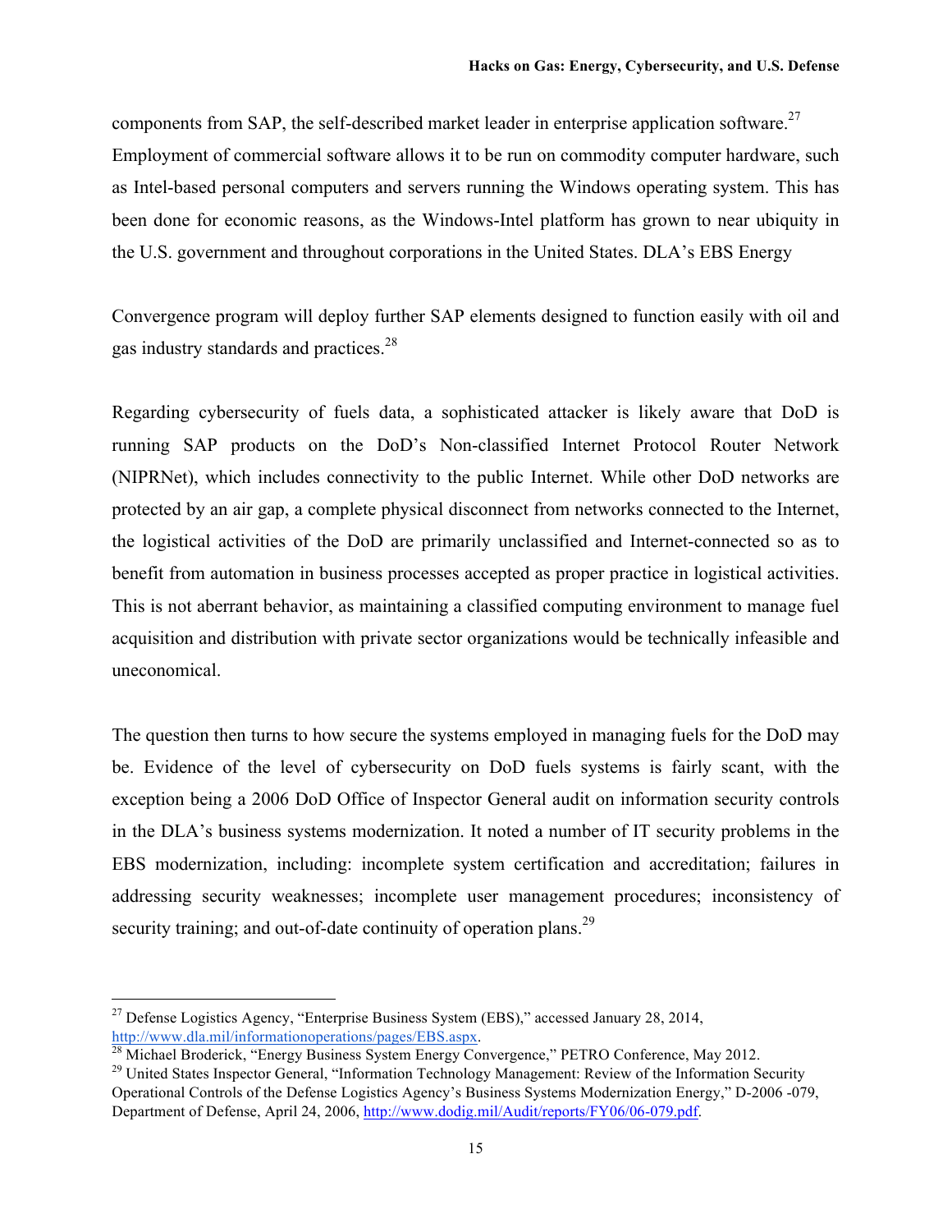components from SAP, the self-described market leader in enterprise application software.[27] Employment of commercial software allows it to be run on commodity computer hardware, such as Intel-based personal computers and servers running the Windows operating system. This has been done for economic reasons, as the Windows-Intel platform has grown to near ubiquity in the U.S. government and throughout corporations in the United States. DLA's EBS Energy Convergence program will deploy further SAP elements designed to function easily with oil and gas industry standards and practices.[28]

Regarding cybersecurity of fuels data, a sophisticated attacker is likely aware that DoD is running SAP products on the DoD's Non-classified Internet Protocol Router Network (NIPRNet), which includes connectivity to the public Internet. While other DoD networks are protected by an air gap, a complete physical disconnect from networks connected to the Internet, the logistical activities of the DoD are primarily unclassified and Internet-connected so as to benefit from automation in business processes accepted as proper practice in logistical activities. This is not aberrant behavior, as maintaining a classified computing environment to manage fuel acquisition and distribution with private sector organizations would be technically infeasible and uneconomical.

The question then turns to how secure the systems employed in managing fuels for the DoD may be. Evidence of the level of cybersecurity on DoD fuels systems is fairly scant, with the exception being a 2006 DoD Office of Inspector General audit on information security controls in the DLA's business systems modernization. It noted a number of IT security problems in the EBS modernization, including: incomplete system certification and accreditation; failures in addressing security weaknesses; incomplete user management procedures; inconsistency of security training; and out-of-date continuity of operation plans.[29]

---

[27] Defense Logistics Agency, "Enterprise Business System (EBS)," accessed January 28, 2014, http://www.dla.mil/informationoperations/pages/EBS.aspx.

[28] Michael Broderick, "Energy Business System Energy Convergence," PETRO Conference, May 2012.

[29] United States Inspector General, "Information Technology Management: Review of the Information Security Operational Controls of the Defense Logistics Agency's Business Systems Modernization Energy," D-2006 -079, Department of Defense, April 24, 2006, http://www.dodig.mil/Audit/reports/FY06/06-079.pdf.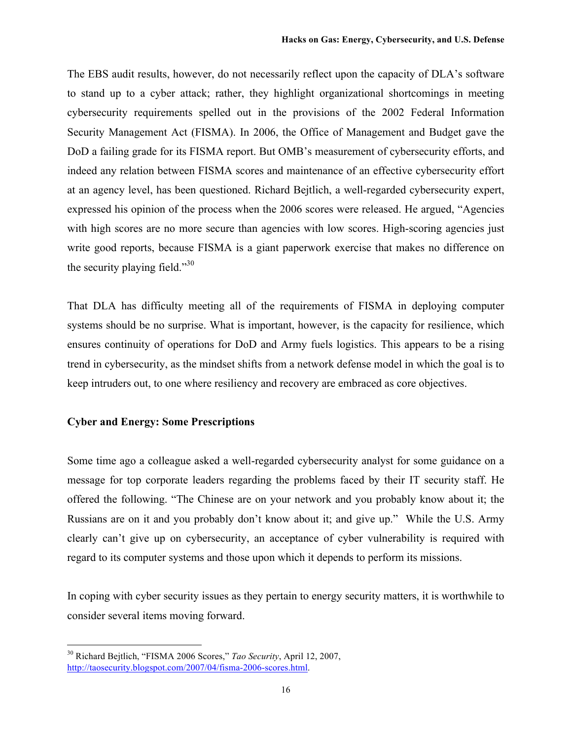The EBS audit results, however, do not necessarily reflect upon the capacity of DLA's software to stand up to a cyber attack; rather, they highlight organizational shortcomings in meeting cybersecurity requirements spelled out in the provisions of the 2002 Federal Information Security Management Act (FISMA). In 2006, the Office of Management and Budget gave the DoD a failing grade for its FISMA report. But OMB's measurement of cybersecurity efforts, and indeed any relation between FISMA scores and maintenance of an effective cybersecurity effort at an agency level, has been questioned. Richard Bejtlich, a well-regarded cybersecurity expert, expressed his opinion of the process when the 2006 scores were released. He argued, "Agencies with high scores are no more secure than agencies with low scores. High-scoring agencies just write good reports, because FISMA is a giant paperwork exercise that makes no difference on the security playing field."[30]

That DLA has difficulty meeting all of the requirements of FISMA in deploying computer systems should be no surprise. What is important, however, is the capacity for resilience, which ensures continuity of operations for DoD and Army fuels logistics. This appears to be a rising trend in cybersecurity, as the mindset shifts from a network defense model in which the goal is to keep intruders out, to one where resiliency and recovery are embraced as core objectives.

## Cyber and Energy: Some Prescriptions

Some time ago a colleague asked a well-regarded cybersecurity analyst for some guidance on a message for top corporate leaders regarding the problems faced by their IT security staff. He offered the following. "The Chinese are on your network and you probably know about it; the Russians are on it and you probably don't know about it; and give up." While the U.S. Army clearly can't give up on cybersecurity, an acceptance of cyber vulnerability is required with regard to its computer systems and those upon which it depends to perform its missions.

In coping with cyber security issues as they pertain to energy security matters, it is worthwhile to consider several items moving forward.

---

[30] Richard Bejtlich, "FISMA 2006 Scores," *Tao Security*, April 12, 2007, http://taosecurity.blogspot.com/2007/04/fisma-2006-scores.html.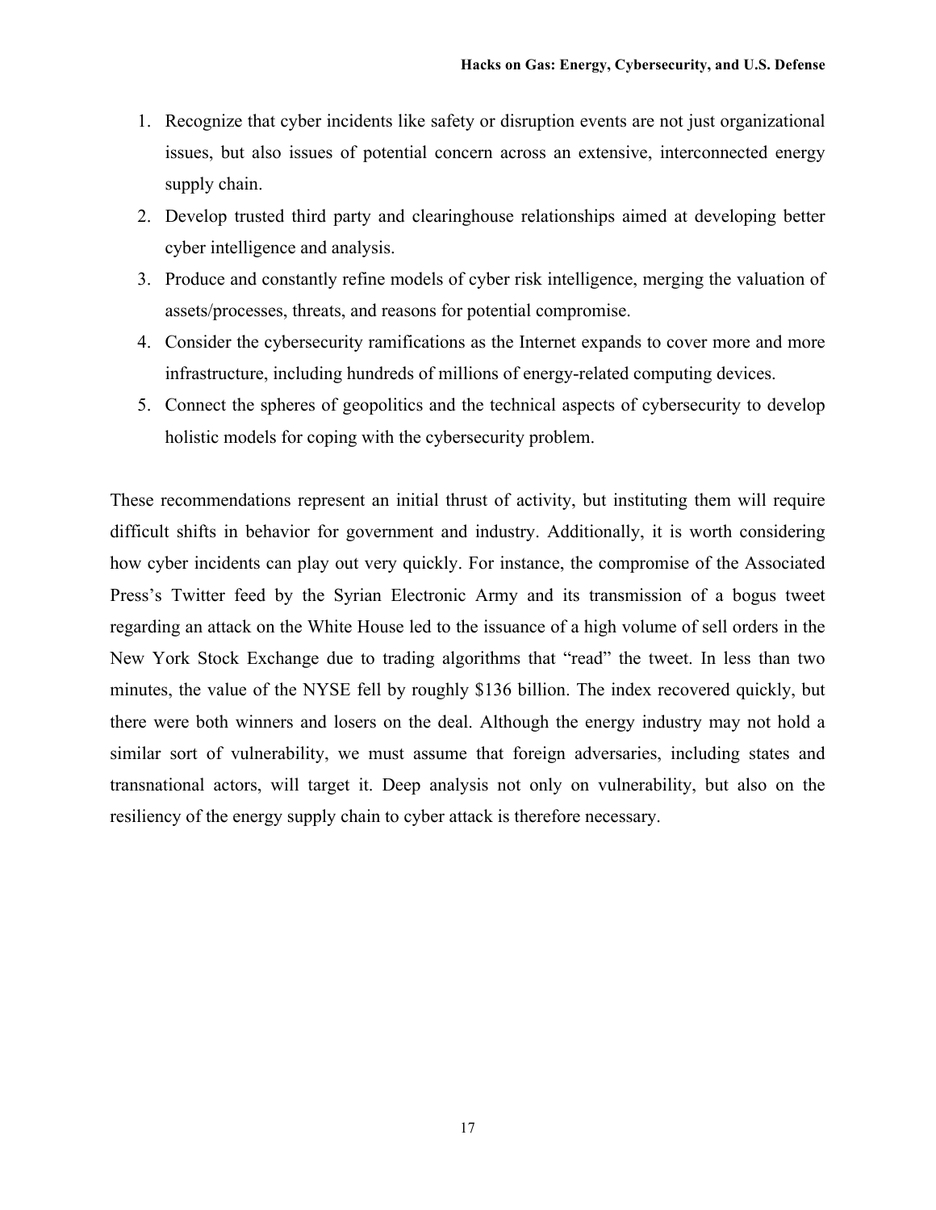1. Recognize that cyber incidents like safety or disruption events are not just organizational issues, but also issues of potential concern across an extensive, interconnected energy supply chain.
2. Develop trusted third party and clearinghouse relationships aimed at developing better cyber intelligence and analysis.
3. Produce and constantly refine models of cyber risk intelligence, merging the valuation of assets/processes, threats, and reasons for potential compromise.
4. Consider the cybersecurity ramifications as the Internet expands to cover more and more infrastructure, including hundreds of millions of energy-related computing devices.
5. Connect the spheres of geopolitics and the technical aspects of cybersecurity to develop holistic models for coping with the cybersecurity problem.

These recommendations represent an initial thrust of activity, but instituting them will require difficult shifts in behavior for government and industry. Additionally, it is worth considering how cyber incidents can play out very quickly. For instance, the compromise of the Associated Press's Twitter feed by the Syrian Electronic Army and its transmission of a bogus tweet regarding an attack on the White House led to the issuance of a high volume of sell orders in the New York Stock Exchange due to trading algorithms that "read" the tweet. In less than two minutes, the value of the NYSE fell by roughly $136 billion. The index recovered quickly, but there were both winners and losers on the deal. Although the energy industry may not hold a similar sort of vulnerability, we must assume that foreign adversaries, including states and transnational actors, will target it. Deep analysis not only on vulnerability, but also on the resiliency of the energy supply chain to cyber attack is therefore necessary.